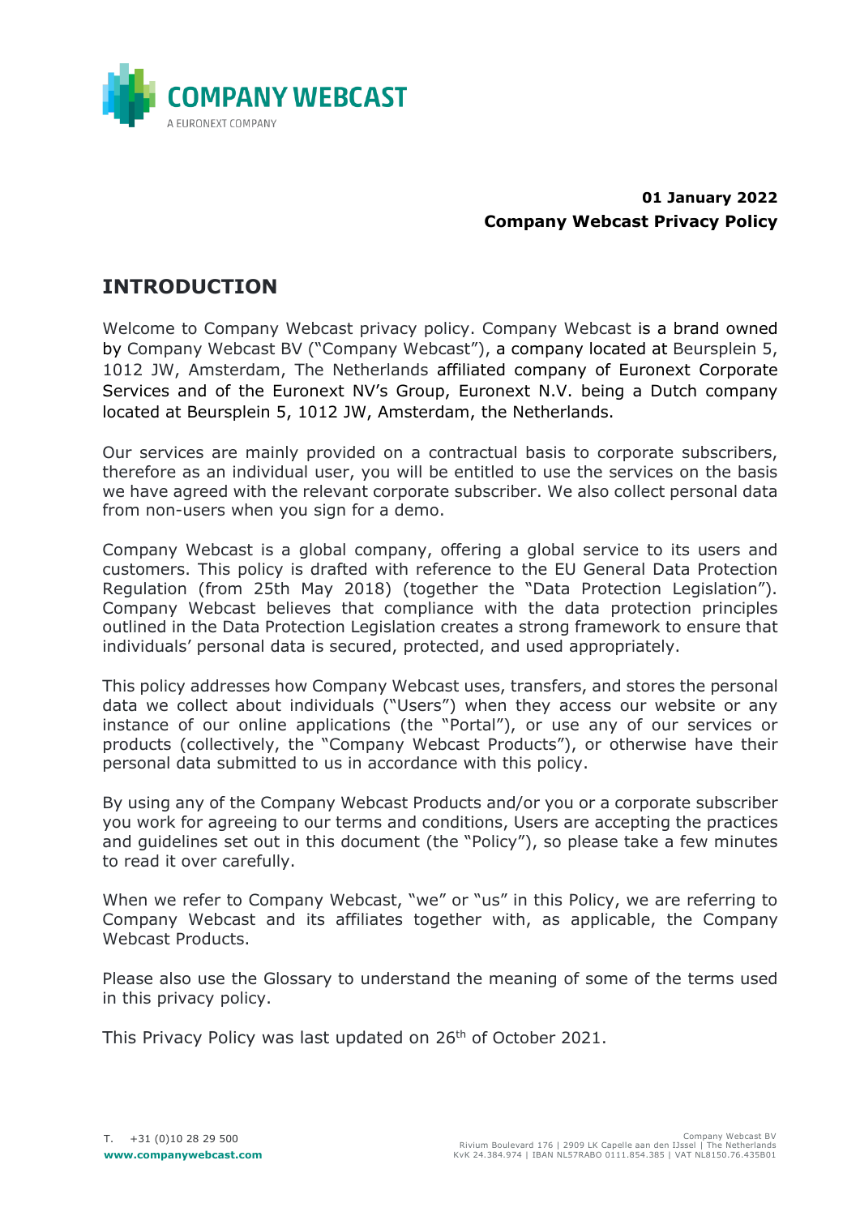**01 January 2022**
**Company Webcast Privacy Policy**

# INTRODUCTION

Welcome to Company Webcast privacy policy. Company Webcast is a brand owned by Company Webcast BV ("Company Webcast"), a company located at Beursplein 5, 1012 JW, Amsterdam, The Netherlands affiliated company of Euronext Corporate Services and of the Euronext NV's Group, Euronext N.V. being a Dutch company located at Beursplein 5, 1012 JW, Amsterdam, the Netherlands.

Our services are mainly provided on a contractual basis to corporate subscribers, therefore as an individual user, you will be entitled to use the services on the basis we have agreed with the relevant corporate subscriber. We also collect personal data from non-users when you sign for a demo.

Company Webcast is a global company, offering a global service to its users and customers. This policy is drafted with reference to the EU General Data Protection Regulation (from 25th May 2018) (together the "Data Protection Legislation"). Company Webcast believes that compliance with the data protection principles outlined in the Data Protection Legislation creates a strong framework to ensure that individuals' personal data is secured, protected, and used appropriately.

This policy addresses how Company Webcast uses, transfers, and stores the personal data we collect about individuals ("Users") when they access our website or any instance of our online applications (the "Portal"), or use any of our services or products (collectively, the "Company Webcast Products"), or otherwise have their personal data submitted to us in accordance with this policy.

By using any of the Company Webcast Products and/or you or a corporate subscriber you work for agreeing to our terms and conditions, Users are accepting the practices and guidelines set out in this document (the "Policy"), so please take a few minutes to read it over carefully.

When we refer to Company Webcast, "we" or "us" in this Policy, we are referring to Company Webcast and its affiliates together with, as applicable, the Company Webcast Products.

Please also use the Glossary to understand the meaning of some of the terms used in this privacy policy.

This Privacy Policy was last updated on 26th of October 2021.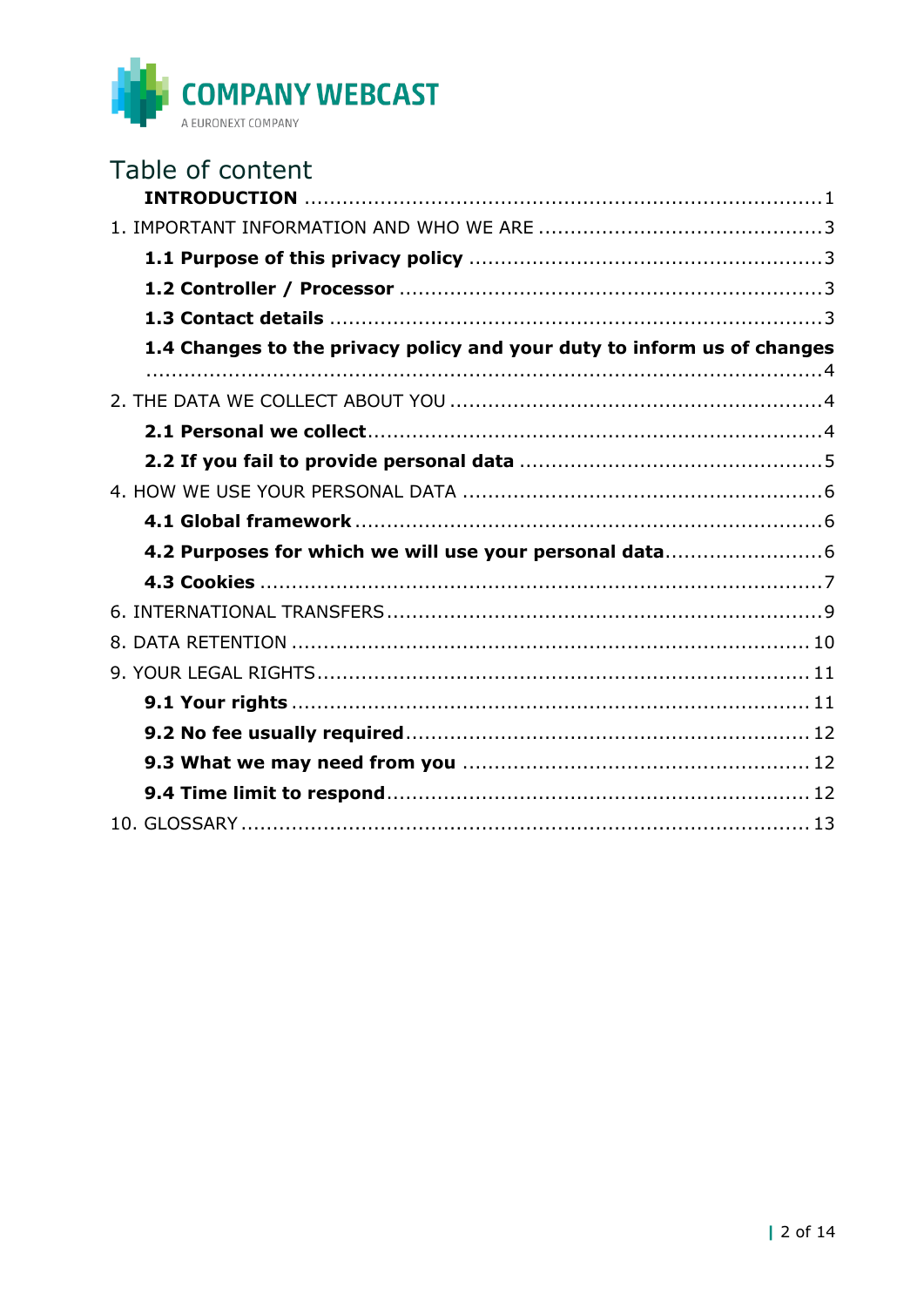# Table of content

**INTRODUCTION** ........................................................................................ 1

1. IMPORTANT INFORMATION AND WHO WE ARE ............................................ 3

   **1.1 Purpose of this privacy policy** ........................................................ 3

   **1.2 Controller / Processor** .................................................................... 3

   **1.3 Contact details** ................................................................................ 3

   **1.4 Changes to the privacy policy and your duty to inform us of changes** ........................................................................................................... 4

2. THE DATA WE COLLECT ABOUT YOU ........................................................... 4

   **2.1 Personal we collect** ........................................................................... 4

   **2.2 If you fail to provide personal data** ................................................ 5

4. HOW WE USE YOUR PERSONAL DATA ......................................................... 6

   **4.1 Global framework** ............................................................................. 6

   **4.2 Purposes for which we will use your personal data** ........................ 6

   **4.3 Cookies** ............................................................................................ 7

6. INTERNATIONAL TRANSFERS ..................................................................... 9

8. DATA RETENTION ........................................................................................ 10

9. YOUR LEGAL RIGHTS ................................................................................... 11

   **9.1 Your rights** ...................................................................................... 11

   **9.2 No fee usually required** ................................................................... 12

   **9.3 What we may need from you** ......................................................... 12

   **9.4 Time limit to respond** ..................................................................... 12

10. GLOSSARY ................................................................................................. 13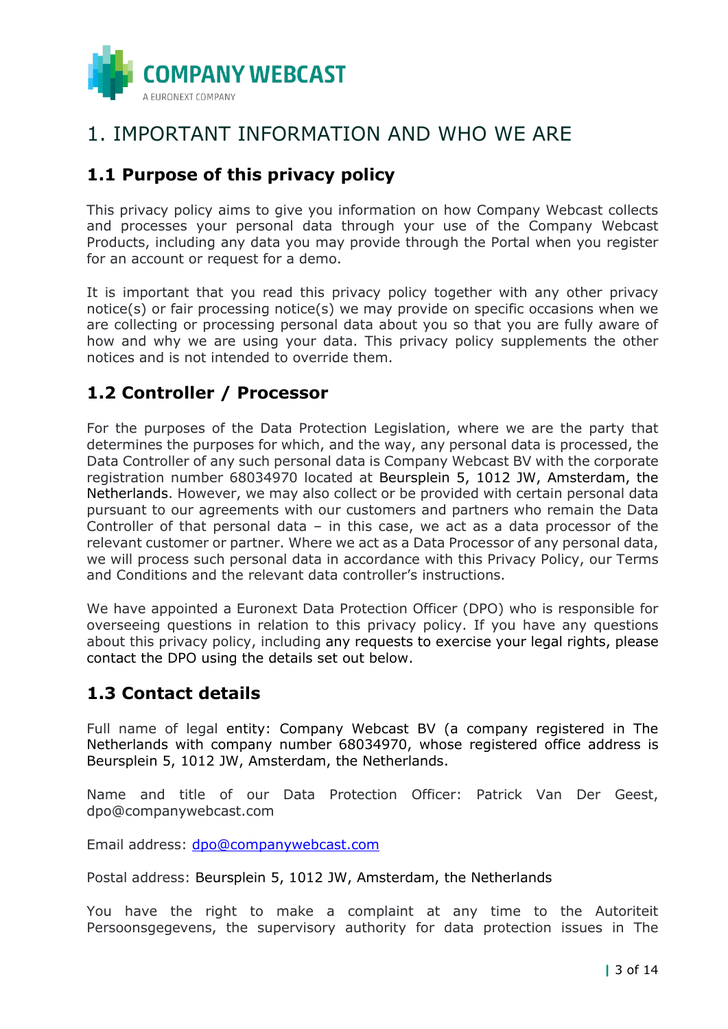# 1. IMPORTANT INFORMATION AND WHO WE ARE

## 1.1 Purpose of this privacy policy

This privacy policy aims to give you information on how Company Webcast collects and processes your personal data through your use of the Company Webcast Products, including any data you may provide through the Portal when you register for an account or request for a demo.

It is important that you read this privacy policy together with any other privacy notice(s) or fair processing notice(s) we may provide on specific occasions when we are collecting or processing personal data about you so that you are fully aware of how and why we are using your data. This privacy policy supplements the other notices and is not intended to override them.

## 1.2 Controller / Processor

For the purposes of the Data Protection Legislation, where we are the party that determines the purposes for which, and the way, any personal data is processed, the Data Controller of any such personal data is Company Webcast BV with the corporate registration number 68034970 located at Beursplein 5, 1012 JW, Amsterdam, the Netherlands. However, we may also collect or be provided with certain personal data pursuant to our agreements with our customers and partners who remain the Data Controller of that personal data – in this case, we act as a data processor of the relevant customer or partner. Where we act as a Data Processor of any personal data, we will process such personal data in accordance with this Privacy Policy, our Terms and Conditions and the relevant data controller's instructions.

We have appointed a Euronext Data Protection Officer (DPO) who is responsible for overseeing questions in relation to this privacy policy. If you have any questions about this privacy policy, including any requests to exercise your legal rights, please contact the DPO using the details set out below.

## 1.3 Contact details

Full name of legal entity: Company Webcast BV (a company registered in The Netherlands with company number 68034970, whose registered office address is Beursplein 5, 1012 JW, Amsterdam, the Netherlands.

Name and title of our Data Protection Officer: Patrick Van Der Geest, dpo@companywebcast.com

Email address: dpo@companywebcast.com

Postal address: Beursplein 5, 1012 JW, Amsterdam, the Netherlands

You have the right to make a complaint at any time to the Autoriteit Persoonsgegevens, the supervisory authority for data protection issues in The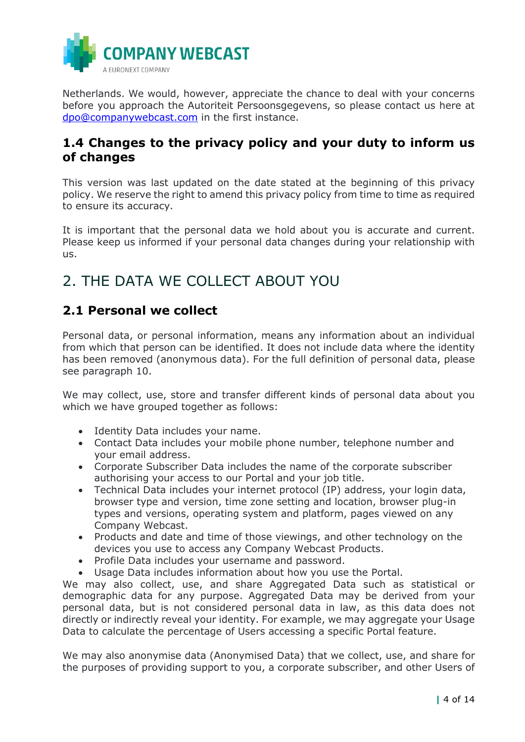Netherlands. We would, however, appreciate the chance to deal with your concerns before you approach the Autoriteit Persoonsgegevens, so please contact us here at [dpo@companywebcast.com](mailto:dpo@companywebcast.com) in the first instance.

### 1.4 Changes to the privacy policy and your duty to inform us of changes

This version was last updated on the date stated at the beginning of this privacy policy. We reserve the right to amend this privacy policy from time to time as required to ensure its accuracy.

It is important that the personal data we hold about you is accurate and current. Please keep us informed if your personal data changes during your relationship with us.

## 2. THE DATA WE COLLECT ABOUT YOU

### 2.1 Personal we collect

Personal data, or personal information, means any information about an individual from which that person can be identified. It does not include data where the identity has been removed (anonymous data). For the full definition of personal data, please see paragraph 10.

We may collect, use, store and transfer different kinds of personal data about you which we have grouped together as follows:

- Identity Data includes your name.
- Contact Data includes your mobile phone number, telephone number and your email address.
- Corporate Subscriber Data includes the name of the corporate subscriber authorising your access to our Portal and your job title.
- Technical Data includes your internet protocol (IP) address, your login data, browser type and version, time zone setting and location, browser plug-in types and versions, operating system and platform, pages viewed on any Company Webcast.
- Products and date and time of those viewings, and other technology on the devices you use to access any Company Webcast Products.
- Profile Data includes your username and password.
- Usage Data includes information about how you use the Portal.

We may also collect, use, and share Aggregated Data such as statistical or demographic data for any purpose. Aggregated Data may be derived from your personal data, but is not considered personal data in law, as this data does not directly or indirectly reveal your identity. For example, we may aggregate your Usage Data to calculate the percentage of Users accessing a specific Portal feature.

We may also anonymise data (Anonymised Data) that we collect, use, and share for the purposes of providing support to you, a corporate subscriber, and other Users of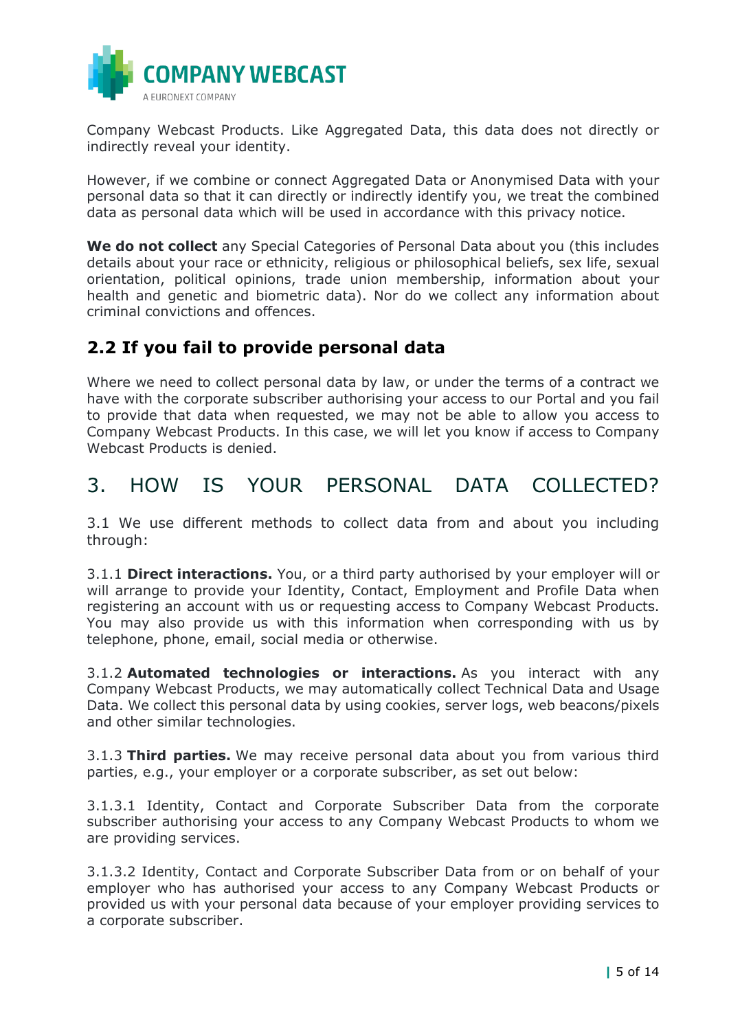Company Webcast Products. Like Aggregated Data, this data does not directly or indirectly reveal your identity.

However, if we combine or connect Aggregated Data or Anonymised Data with your personal data so that it can directly or indirectly identify you, we treat the combined data as personal data which will be used in accordance with this privacy notice.

**We do not collect** any Special Categories of Personal Data about you (this includes details about your race or ethnicity, religious or philosophical beliefs, sex life, sexual orientation, political opinions, trade union membership, information about your health and genetic and biometric data). Nor do we collect any information about criminal convictions and offences.

## 2.2 If you fail to provide personal data

Where we need to collect personal data by law, or under the terms of a contract we have with the corporate subscriber authorising your access to our Portal and you fail to provide that data when requested, we may not be able to allow you access to Company Webcast Products. In this case, we will let you know if access to Company Webcast Products is denied.

# 3. HOW IS YOUR PERSONAL DATA COLLECTED?

3.1 We use different methods to collect data from and about you including through:

3.1.1 **Direct interactions.** You, or a third party authorised by your employer will or will arrange to provide your Identity, Contact, Employment and Profile Data when registering an account with us or requesting access to Company Webcast Products. You may also provide us with this information when corresponding with us by telephone, phone, email, social media or otherwise.

3.1.2 **Automated technologies or interactions.** As you interact with any Company Webcast Products, we may automatically collect Technical Data and Usage Data. We collect this personal data by using cookies, server logs, web beacons/pixels and other similar technologies.

3.1.3 **Third parties.** We may receive personal data about you from various third parties, e.g., your employer or a corporate subscriber, as set out below:

3.1.3.1 Identity, Contact and Corporate Subscriber Data from the corporate subscriber authorising your access to any Company Webcast Products to whom we are providing services.

3.1.3.2 Identity, Contact and Corporate Subscriber Data from or on behalf of your employer who has authorised your access to any Company Webcast Products or provided us with your personal data because of your employer providing services to a corporate subscriber.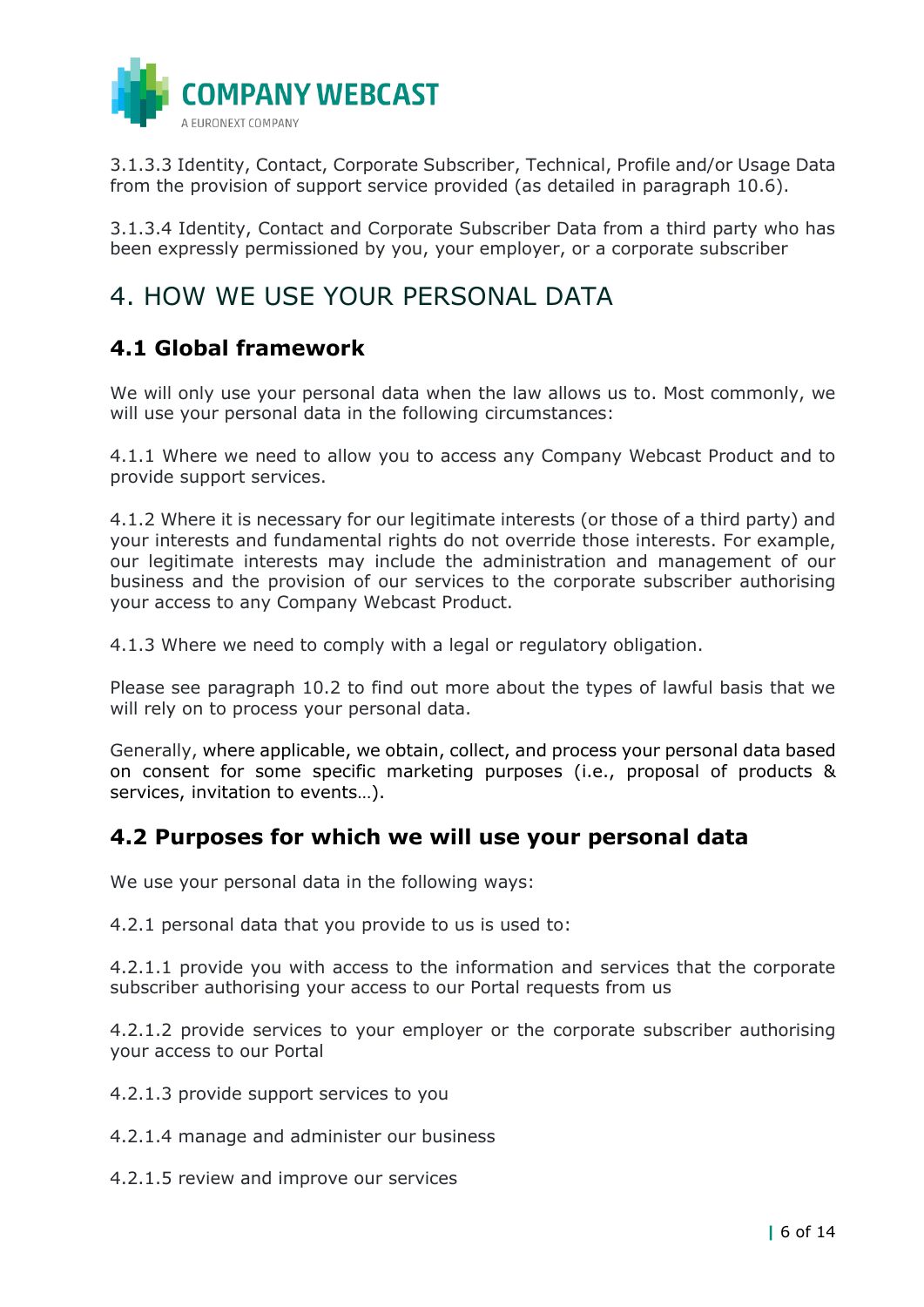3.1.3.3 Identity, Contact, Corporate Subscriber, Technical, Profile and/or Usage Data from the provision of support service provided (as detailed in paragraph 10.6).

3.1.3.4 Identity, Contact and Corporate Subscriber Data from a third party who has been expressly permissioned by you, your employer, or a corporate subscriber

# 4. HOW WE USE YOUR PERSONAL DATA

## 4.1 Global framework

We will only use your personal data when the law allows us to. Most commonly, we will use your personal data in the following circumstances:

4.1.1 Where we need to allow you to access any Company Webcast Product and to provide support services.

4.1.2 Where it is necessary for our legitimate interests (or those of a third party) and your interests and fundamental rights do not override those interests. For example, our legitimate interests may include the administration and management of our business and the provision of our services to the corporate subscriber authorising your access to any Company Webcast Product.

4.1.3 Where we need to comply with a legal or regulatory obligation.

Please see paragraph 10.2 to find out more about the types of lawful basis that we will rely on to process your personal data.

Generally, where applicable, we obtain, collect, and process your personal data based on consent for some specific marketing purposes (i.e., proposal of products & services, invitation to events…).

## 4.2 Purposes for which we will use your personal data

We use your personal data in the following ways:

4.2.1 personal data that you provide to us is used to:

4.2.1.1 provide you with access to the information and services that the corporate subscriber authorising your access to our Portal requests from us

4.2.1.2 provide services to your employer or the corporate subscriber authorising your access to our Portal

4.2.1.3 provide support services to you

4.2.1.4 manage and administer our business

4.2.1.5 review and improve our services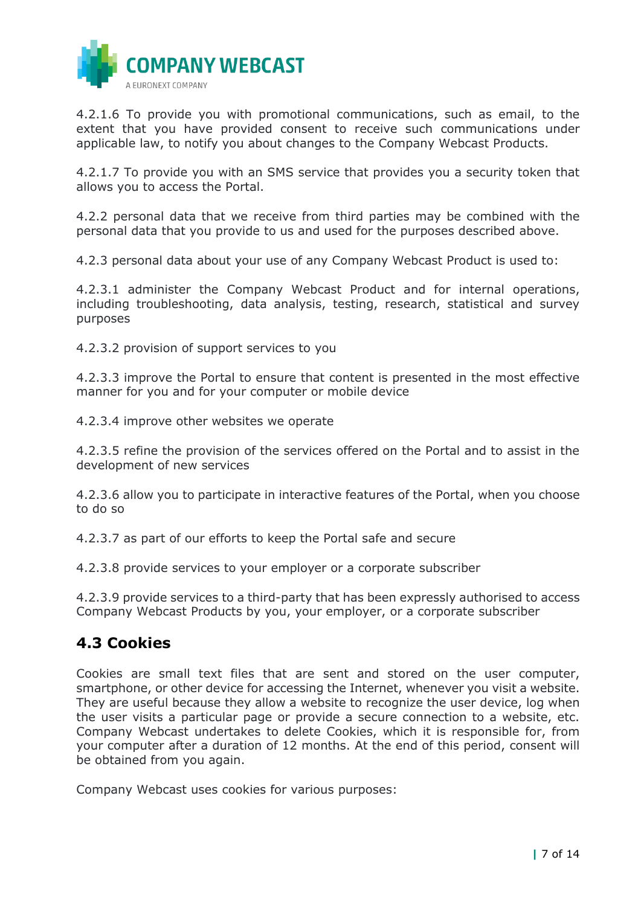4.2.1.6 To provide you with promotional communications, such as email, to the extent that you have provided consent to receive such communications under applicable law, to notify you about changes to the Company Webcast Products.

4.2.1.7 To provide you with an SMS service that provides you a security token that allows you to access the Portal.

4.2.2 personal data that we receive from third parties may be combined with the personal data that you provide to us and used for the purposes described above.

4.2.3 personal data about your use of any Company Webcast Product is used to:

4.2.3.1 administer the Company Webcast Product and for internal operations, including troubleshooting, data analysis, testing, research, statistical and survey purposes

4.2.3.2 provision of support services to you

4.2.3.3 improve the Portal to ensure that content is presented in the most effective manner for you and for your computer or mobile device

4.2.3.4 improve other websites we operate

4.2.3.5 refine the provision of the services offered on the Portal and to assist in the development of new services

4.2.3.6 allow you to participate in interactive features of the Portal, when you choose to do so

4.2.3.7 as part of our efforts to keep the Portal safe and secure

4.2.3.8 provide services to your employer or a corporate subscriber

4.2.3.9 provide services to a third-party that has been expressly authorised to access Company Webcast Products by you, your employer, or a corporate subscriber

## 4.3 Cookies

Cookies are small text files that are sent and stored on the user computer, smartphone, or other device for accessing the Internet, whenever you visit a website. They are useful because they allow a website to recognize the user device, log when the user visits a particular page or provide a secure connection to a website, etc. Company Webcast undertakes to delete Cookies, which it is responsible for, from your computer after a duration of 12 months. At the end of this period, consent will be obtained from you again.

Company Webcast uses cookies for various purposes: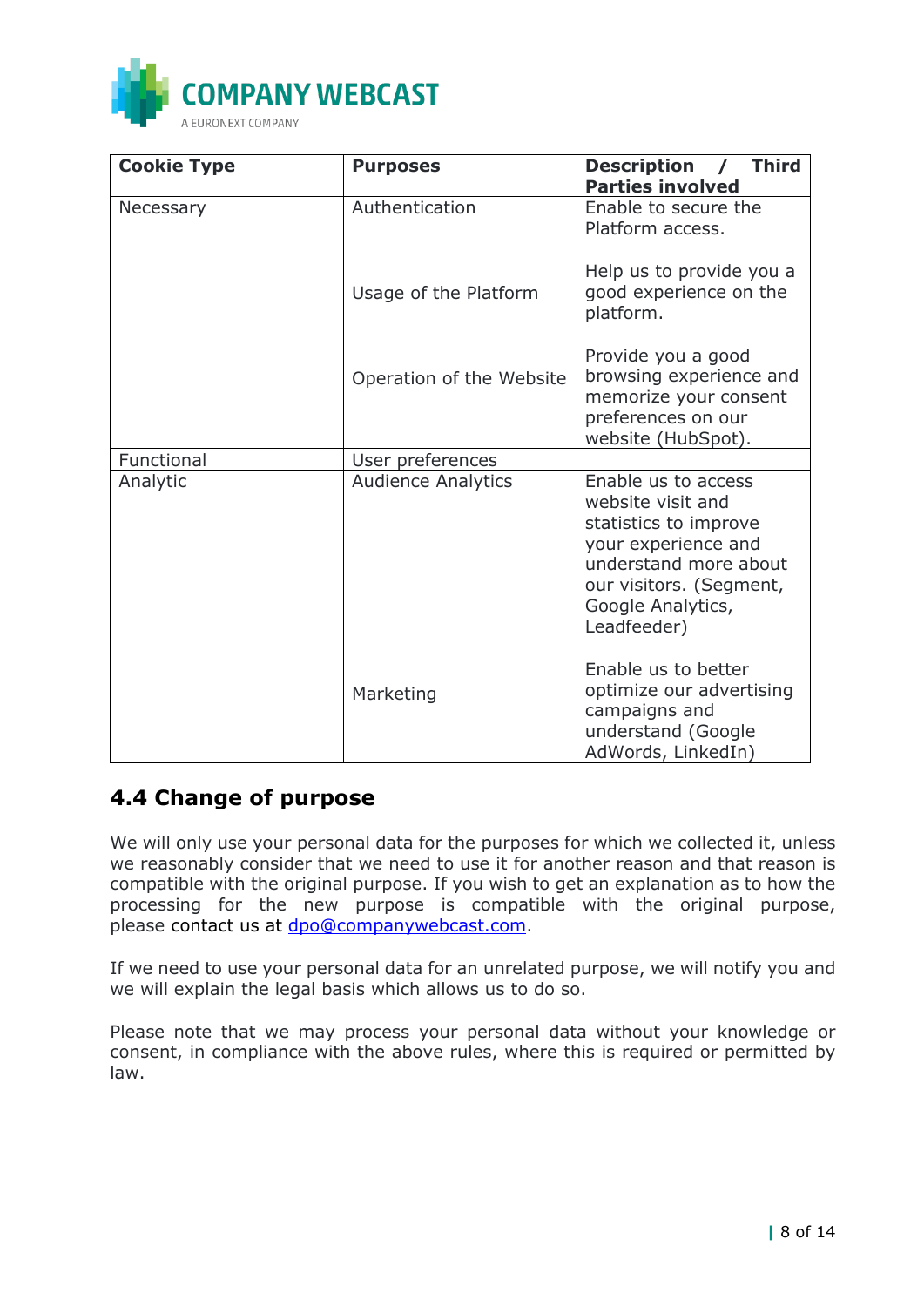| Cookie Type | Purposes | Description / Third Parties involved |
| --- | --- | --- |
| Necessary | Authentication | Enable to secure the Platform access. |
| | Usage of the Platform | Help us to provide you a good experience on the platform. |
| | Operation of the Website | Provide you a good browsing experience and memorize your consent preferences on our website (HubSpot). |
| Functional | User preferences | |
| Analytic | Audience Analytics | Enable us to access website visit and statistics to improve your experience and understand more about our visitors. (Segment, Google Analytics, Leadfeeder) |
| | Marketing | Enable us to better optimize our advertising campaigns and understand (Google AdWords, LinkedIn) |

## 4.4 Change of purpose

We will only use your personal data for the purposes for which we collected it, unless we reasonably consider that we need to use it for another reason and that reason is compatible with the original purpose. If you wish to get an explanation as to how the processing for the new purpose is compatible with the original purpose, please contact us at dpo@companywebcast.com.

If we need to use your personal data for an unrelated purpose, we will notify you and we will explain the legal basis which allows us to do so.

Please note that we may process your personal data without your knowledge or consent, in compliance with the above rules, where this is required or permitted by law.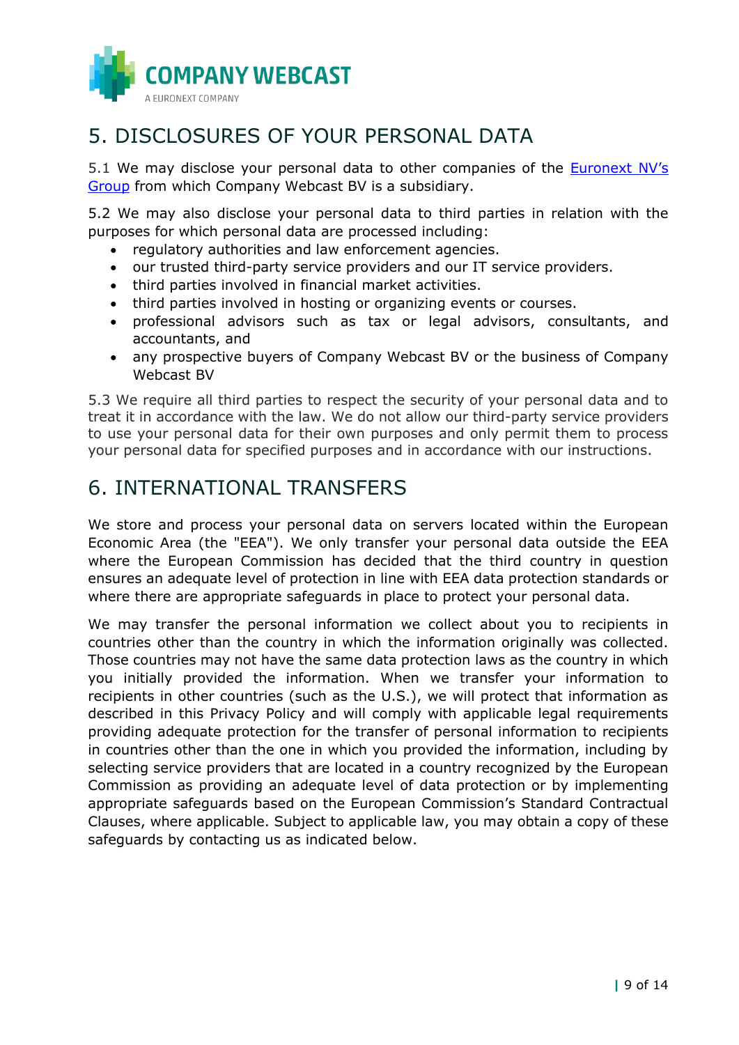# 5. DISCLOSURES OF YOUR PERSONAL DATA

5.1 We may disclose your personal data to other companies of the Euronext NV's Group from which Company Webcast BV is a subsidiary.

5.2 We may also disclose your personal data to third parties in relation with the purposes for which personal data are processed including:

- regulatory authorities and law enforcement agencies.
- our trusted third-party service providers and our IT service providers.
- third parties involved in financial market activities.
- third parties involved in hosting or organizing events or courses.
- professional advisors such as tax or legal advisors, consultants, and accountants, and
- any prospective buyers of Company Webcast BV or the business of Company Webcast BV

5.3 We require all third parties to respect the security of your personal data and to treat it in accordance with the law. We do not allow our third-party service providers to use your personal data for their own purposes and only permit them to process your personal data for specified purposes and in accordance with our instructions.

# 6. INTERNATIONAL TRANSFERS

We store and process your personal data on servers located within the European Economic Area (the "EEA"). We only transfer your personal data outside the EEA where the European Commission has decided that the third country in question ensures an adequate level of protection in line with EEA data protection standards or where there are appropriate safeguards in place to protect your personal data.

We may transfer the personal information we collect about you to recipients in countries other than the country in which the information originally was collected. Those countries may not have the same data protection laws as the country in which you initially provided the information. When we transfer your information to recipients in other countries (such as the U.S.), we will protect that information as described in this Privacy Policy and will comply with applicable legal requirements providing adequate protection for the transfer of personal information to recipients in countries other than the one in which you provided the information, including by selecting service providers that are located in a country recognized by the European Commission as providing an adequate level of data protection or by implementing appropriate safeguards based on the European Commission's Standard Contractual Clauses, where applicable. Subject to applicable law, you may obtain a copy of these safeguards by contacting us as indicated below.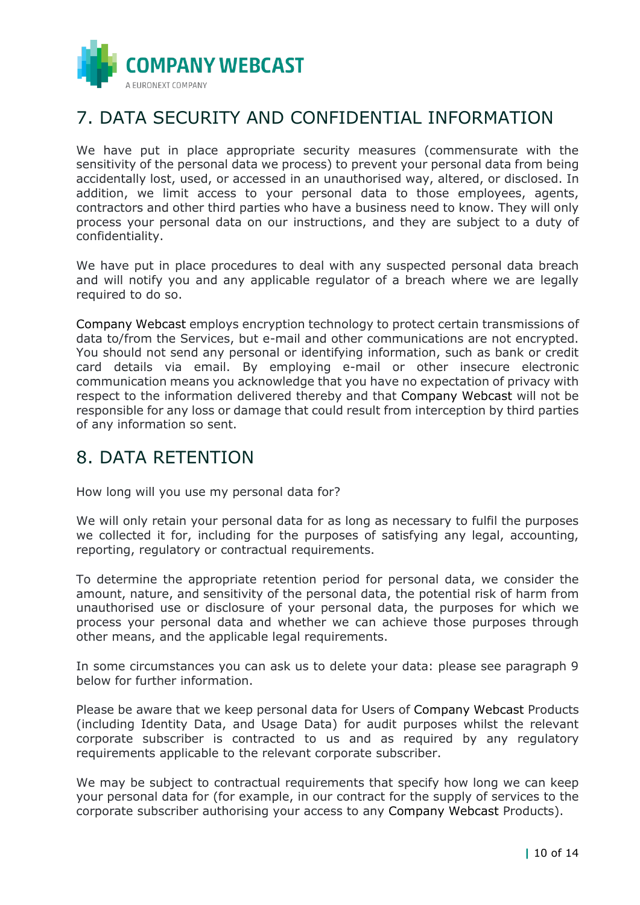## 7. DATA SECURITY AND CONFIDENTIAL INFORMATION

We have put in place appropriate security measures (commensurate with the sensitivity of the personal data we process) to prevent your personal data from being accidentally lost, used, or accessed in an unauthorised way, altered, or disclosed. In addition, we limit access to your personal data to those employees, agents, contractors and other third parties who have a business need to know. They will only process your personal data on our instructions, and they are subject to a duty of confidentiality.

We have put in place procedures to deal with any suspected personal data breach and will notify you and any applicable regulator of a breach where we are legally required to do so.

Company Webcast employs encryption technology to protect certain transmissions of data to/from the Services, but e-mail and other communications are not encrypted. You should not send any personal or identifying information, such as bank or credit card details via email. By employing e-mail or other insecure electronic communication means you acknowledge that you have no expectation of privacy with respect to the information delivered thereby and that Company Webcast will not be responsible for any loss or damage that could result from interception by third parties of any information so sent.

## 8. DATA RETENTION

How long will you use my personal data for?

We will only retain your personal data for as long as necessary to fulfil the purposes we collected it for, including for the purposes of satisfying any legal, accounting, reporting, regulatory or contractual requirements.

To determine the appropriate retention period for personal data, we consider the amount, nature, and sensitivity of the personal data, the potential risk of harm from unauthorised use or disclosure of your personal data, the purposes for which we process your personal data and whether we can achieve those purposes through other means, and the applicable legal requirements.

In some circumstances you can ask us to delete your data: please see paragraph 9 below for further information.

Please be aware that we keep personal data for Users of Company Webcast Products (including Identity Data, and Usage Data) for audit purposes whilst the relevant corporate subscriber is contracted to us and as required by any regulatory requirements applicable to the relevant corporate subscriber.

We may be subject to contractual requirements that specify how long we can keep your personal data for (for example, in our contract for the supply of services to the corporate subscriber authorising your access to any Company Webcast Products).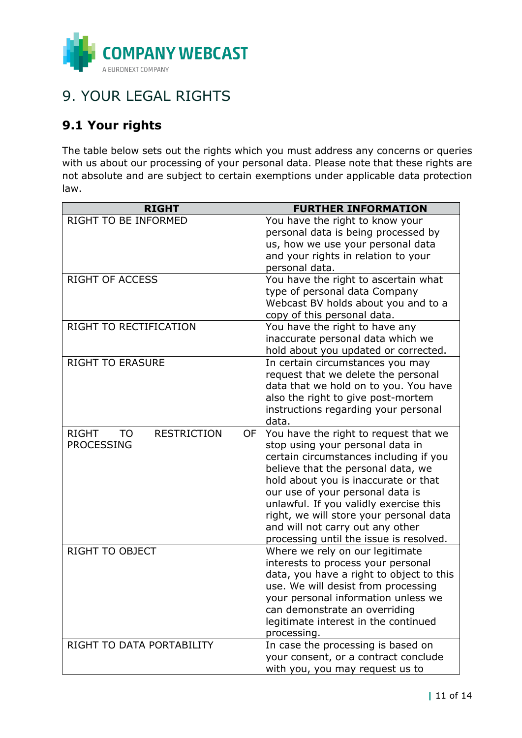# 9. YOUR LEGAL RIGHTS

## 9.1 Your rights

The table below sets out the rights which you must address any concerns or queries with us about our processing of your personal data. Please note that these rights are not absolute and are subject to certain exemptions under applicable data protection law.

| RIGHT | FURTHER INFORMATION |
|---|---|
| RIGHT TO BE INFORMED | You have the right to know your personal data is being processed by us, how we use your personal data and your rights in relation to your personal data. |
| RIGHT OF ACCESS | You have the right to ascertain what type of personal data Company Webcast BV holds about you and to a copy of this personal data. |
| RIGHT TO RECTIFICATION | You have the right to have any inaccurate personal data which we hold about you updated or corrected. |
| RIGHT TO ERASURE | In certain circumstances you may request that we delete the personal data that we hold on to you. You have also the right to give post-mortem instructions regarding your personal data. |
| RIGHT TO RESTRICTION OF PROCESSING | You have the right to request that we stop using your personal data in certain circumstances including if you believe that the personal data, we hold about you is inaccurate or that our use of your personal data is unlawful. If you validly exercise this right, we will store your personal data and will not carry out any other processing until the issue is resolved. |
| RIGHT TO OBJECT | Where we rely on our legitimate interests to process your personal data, you have a right to object to this use. We will desist from processing your personal information unless we can demonstrate an overriding legitimate interest in the continued processing. |
| RIGHT TO DATA PORTABILITY | In case the processing is based on your consent, or a contract conclude with you, you may request us to |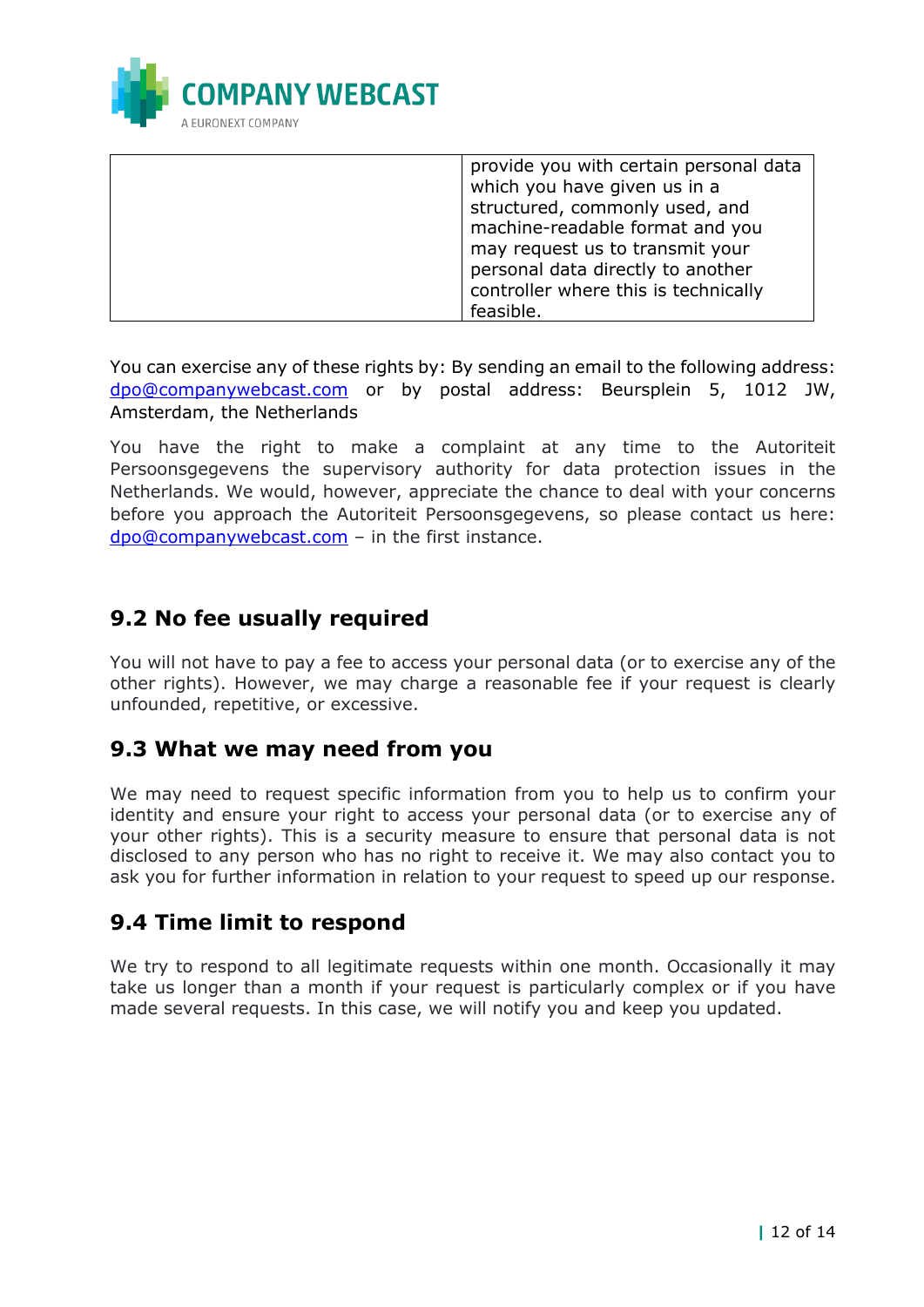| | |
|---|---|
| | provide you with certain personal data which you have given us in a structured, commonly used, and machine-readable format and you may request us to transmit your personal data directly to another controller where this is technically feasible. |

You can exercise any of these rights by: By sending an email to the following address: dpo@companywebcast.com or by postal address: Beursplein 5, 1012 JW, Amsterdam, the Netherlands

You have the right to make a complaint at any time to the Autoriteit Persoonsgegevens the supervisory authority for data protection issues in the Netherlands. We would, however, appreciate the chance to deal with your concerns before you approach the Autoriteit Persoonsgegevens, so please contact us here: dpo@companywebcast.com – in the first instance.

## 9.2 No fee usually required

You will not have to pay a fee to access your personal data (or to exercise any of the other rights). However, we may charge a reasonable fee if your request is clearly unfounded, repetitive, or excessive.

## 9.3 What we may need from you

We may need to request specific information from you to help us to confirm your identity and ensure your right to access your personal data (or to exercise any of your other rights). This is a security measure to ensure that personal data is not disclosed to any person who has no right to receive it. We may also contact you to ask you for further information in relation to your request to speed up our response.

## 9.4 Time limit to respond

We try to respond to all legitimate requests within one month. Occasionally it may take us longer than a month if your request is particularly complex or if you have made several requests. In this case, we will notify you and keep you updated.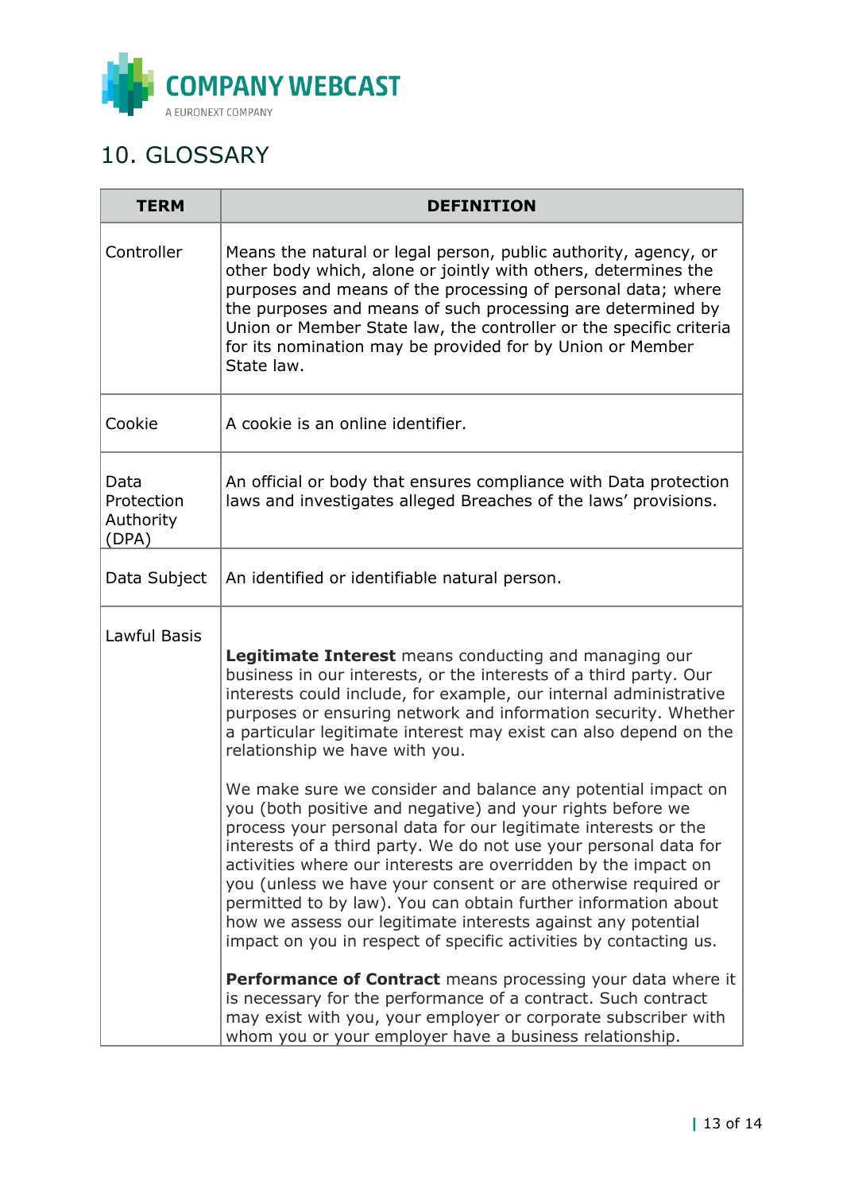## 10. GLOSSARY

| TERM | DEFINITION |
|---|---|
| Controller | Means the natural or legal person, public authority, agency, or other body which, alone or jointly with others, determines the purposes and means of the processing of personal data; where the purposes and means of such processing are determined by Union or Member State law, the controller or the specific criteria for its nomination may be provided for by Union or Member State law. |
| Cookie | A cookie is an online identifier. |
| Data Protection Authority (DPA) | An official or body that ensures compliance with Data protection laws and investigates alleged Breaches of the laws' provisions. |
| Data Subject | An identified or identifiable natural person. |
| Lawful Basis | **Legitimate Interest** means conducting and managing our business in our interests, or the interests of a third party. Our interests could include, for example, our internal administrative purposes or ensuring network and information security. Whether a particular legitimate interest may exist can also depend on the relationship we have with you.<br><br>We make sure we consider and balance any potential impact on you (both positive and negative) and your rights before we process your personal data for our legitimate interests or the interests of a third party. We do not use your personal data for activities where our interests are overridden by the impact on you (unless we have your consent or are otherwise required or permitted to by law). You can obtain further information about how we assess our legitimate interests against any potential impact on you in respect of specific activities by contacting us.<br><br>**Performance of Contract** means processing your data where it is necessary for the performance of a contract. Such contract may exist with you, your employer or corporate subscriber with whom you or your employer have a business relationship. |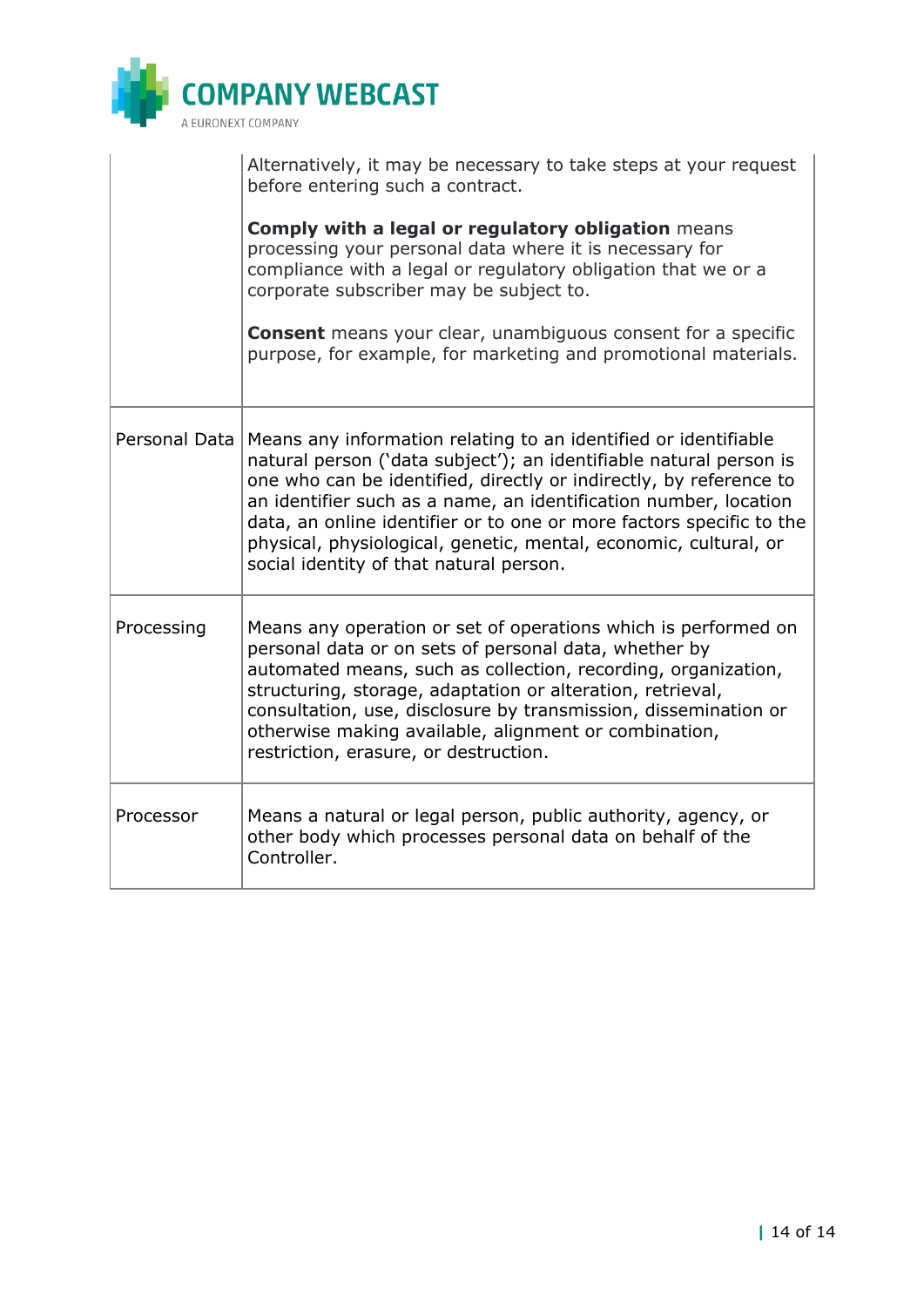| | |
|---|---|
| | Alternatively, it may be necessary to take steps at your request before entering such a contract.<br><br>**Comply with a legal or regulatory obligation** means processing your personal data where it is necessary for compliance with a legal or regulatory obligation that we or a corporate subscriber may be subject to.<br><br>**Consent** means your clear, unambiguous consent for a specific purpose, for example, for marketing and promotional materials. |
| Personal Data | Means any information relating to an identified or identifiable natural person ('data subject'); an identifiable natural person is one who can be identified, directly or indirectly, by reference to an identifier such as a name, an identification number, location data, an online identifier or to one or more factors specific to the physical, physiological, genetic, mental, economic, cultural, or social identity of that natural person. |
| Processing | Means any operation or set of operations which is performed on personal data or on sets of personal data, whether by automated means, such as collection, recording, organization, structuring, storage, adaptation or alteration, retrieval, consultation, use, disclosure by transmission, dissemination or otherwise making available, alignment or combination, restriction, erasure, or destruction. |
| Processor | Means a natural or legal person, public authority, agency, or other body which processes personal data on behalf of the Controller. |